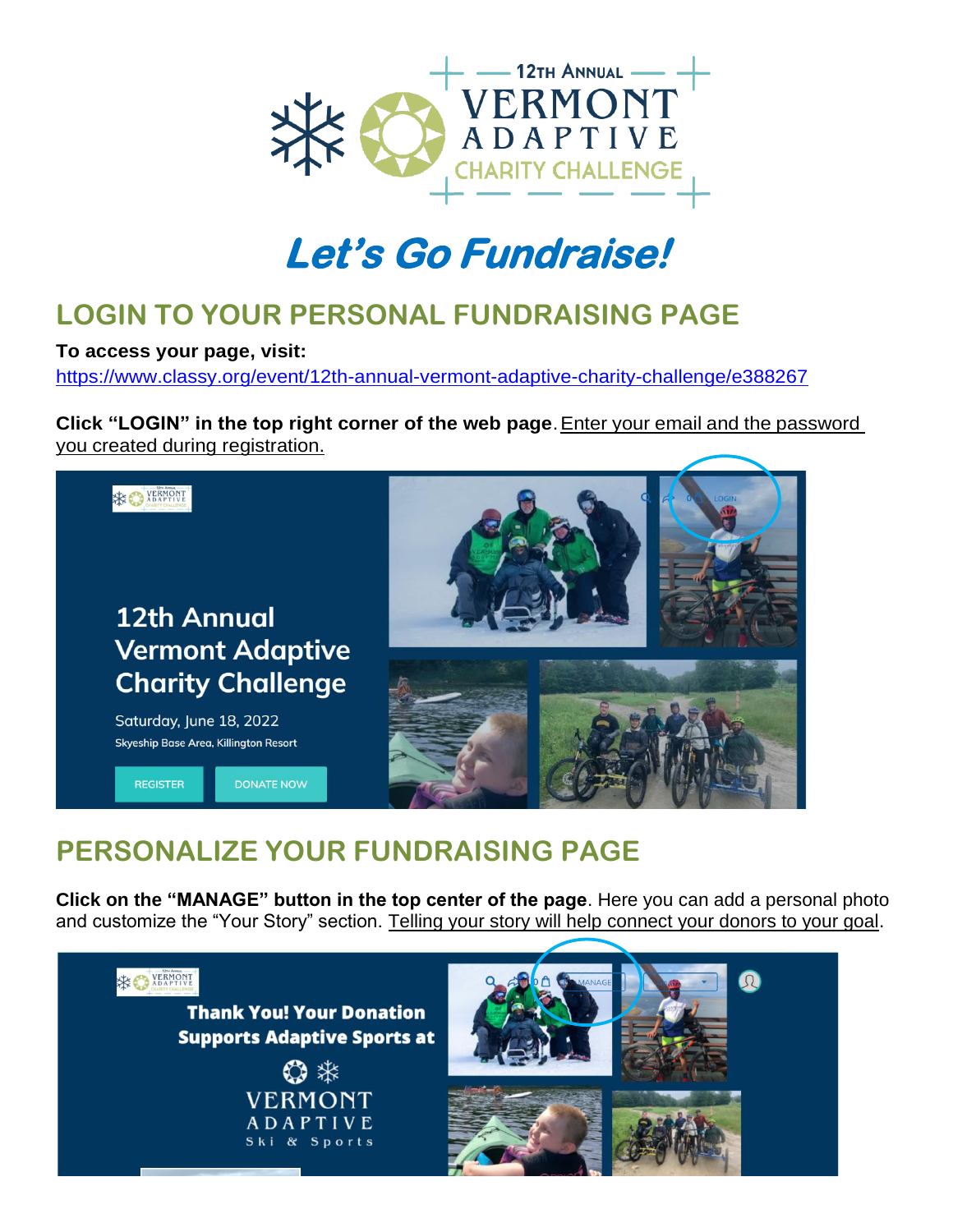12TH ANNUAL VERMONT ADAPTIVE CHARITY CHALLENGE

# *Let's Go Fundraise!*

## LOGIN TO YOUR PERSONAL FUNDRAISING PAGE

**To access your page, visit:**
https://www.classy.org/event/12th-annual-vermont-adaptive-charity-challenge/e388267

**Click "LOGIN" in the top right corner of the web page**. Enter your email and the password you created during registration.

## PERSONALIZE YOUR FUNDRAISING PAGE

**Click on the "MANAGE" button in the top center of the page**. Here you can add a personal photo and customize the "Your Story" section. Telling your story will help connect your donors to your goal.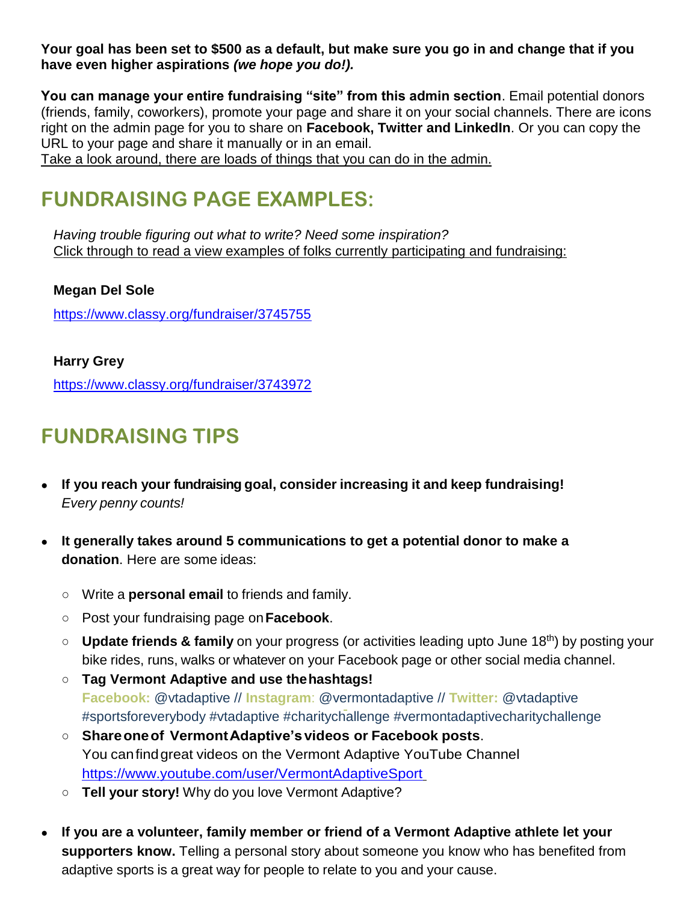**Your goal has been set to $500 as a default, but make sure you go in and change that if you have even higher aspirations *(we hope you do!).***

**You can manage your entire fundraising "site" from this admin section**. Email potential donors (friends, family, coworkers), promote your page and share it on your social channels. There are icons right on the admin page for you to share on **Facebook, Twitter and LinkedIn**. Or you can copy the URL to your page and share it manually or in an email.
Take a look around, there are loads of things that you can do in the admin.

## FUNDRAISING PAGE EXAMPLES:

*Having trouble figuring out what to write? Need some inspiration?*
Click through to read a view examples of folks currently participating and fundraising:

**Megan Del Sole**

https://www.classy.org/fundraiser/3745755

**Harry Grey**

https://www.classy.org/fundraiser/3743972

## FUNDRAISING TIPS

- **If you reach your fundraising goal, consider increasing it and keep fundraising!** *Every penny counts!*
- **It generally takes around 5 communications to get a potential donor to make a donation**. Here are some ideas:
  - Write a **personal email** to friends and family.
  - Post your fundraising page on **Facebook**.
  - **Update friends & family** on your progress (or activities leading upto June 18th) by posting your bike rides, runs, walks or whatever on your Facebook page or other social media channel.
  - **Tag Vermont Adaptive and use the hashtags!**
    **Facebook:** @vtadaptive // **Instagram**: @vermontadaptive // **Twitter:** @vtadaptive
    #sportsforeverybody #vtadaptive #charitychallenge #vermontadaptivecharitychallenge
  - **Share one of Vermont Adaptive's videos or Facebook posts**.
    You can find great videos on the Vermont Adaptive YouTube Channel
    https://www.youtube.com/user/VermontAdaptiveSport
  - **Tell your story!** Why do you love Vermont Adaptive?
- **If you are a volunteer, family member or friend of a Vermont Adaptive athlete let your supporters know.** Telling a personal story about someone you know who has benefited from adaptive sports is a great way for people to relate to you and your cause.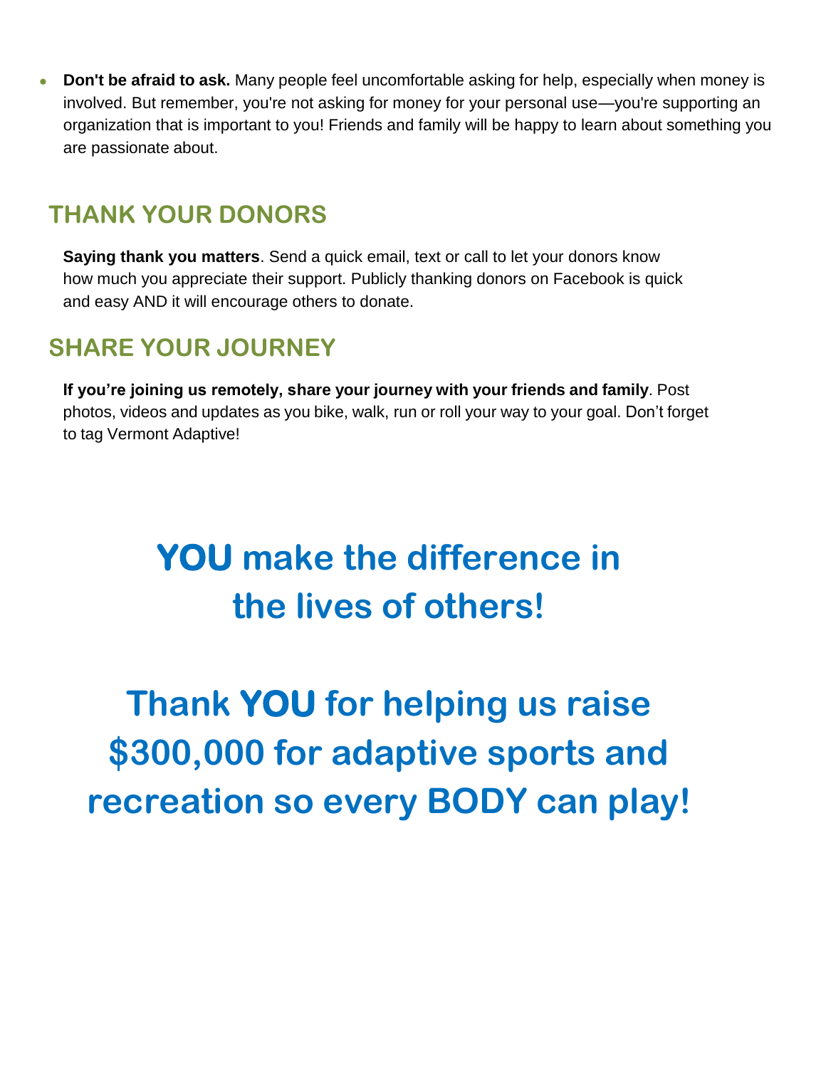- **Don't be afraid to ask.** Many people feel uncomfortable asking for help, especially when money is involved. But remember, you're not asking for money for your personal use—you're supporting an organization that is important to you! Friends and family will be happy to learn about something you are passionate about.

## THANK YOUR DONORS

**Saying thank you matters**. Send a quick email, text or call to let your donors know how much you appreciate their support. Publicly thanking donors on Facebook is quick and easy AND it will encourage others to donate.

## SHARE YOUR JOURNEY

**If you're joining us remotely, share your journey with your friends and family**. Post photos, videos and updates as you bike, walk, run or roll your way to your goal. Don't forget to tag Vermont Adaptive!

**YOU make the difference in the lives of others!**

**Thank YOU for helping us raise $300,000 for adaptive sports and recreation so every BODY can play!**